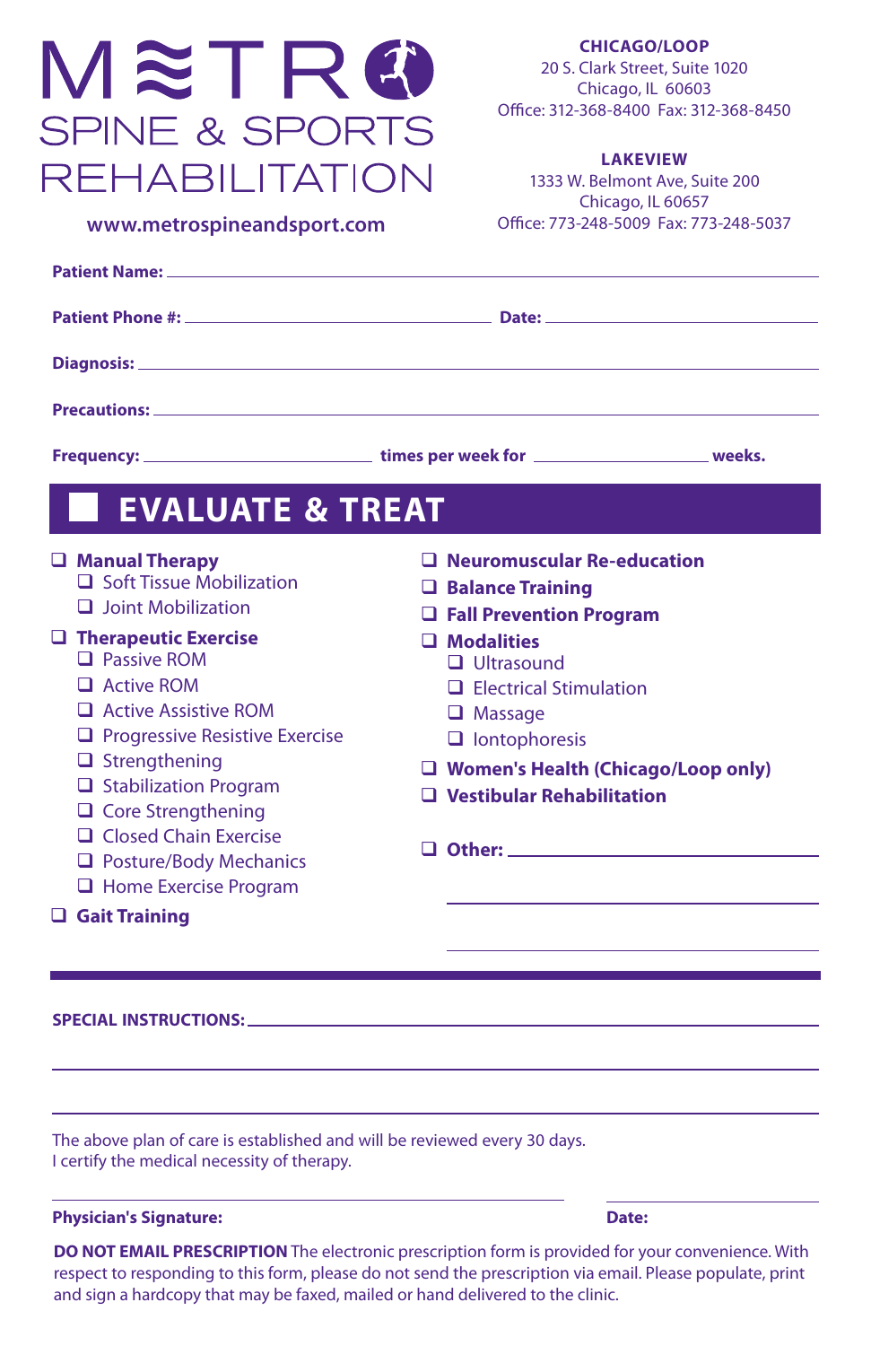# METRO SPINE & SPORTS REHABILITATION

www.metrospineandsport.com

**CHICAGO/LOOP**
20 S. Clark Street, Suite 1020
Chicago, IL 60603
Office: 312-368-8400 Fax: 312-368-8450

**LAKEVIEW**
1333 W. Belmont Ave, Suite 200
Chicago, IL 60657
Office: 773-248-5009 Fax: 773-248-5037

**Patient Name:** ______________________________

**Patient Phone #:** ______________________ **Date:** ______________

**Diagnosis:** ______________________________

**Precautions:** ______________________________

**Frequency:** ____________ **times per week for** ____________ **weeks.**

## EVALUATE & TREAT

- ☐ **Manual Therapy**
  - ☐ Soft Tissue Mobilization
  - ☐ Joint Mobilization
- ☐ **Therapeutic Exercise**
  - ☐ Passive ROM
  - ☐ Active ROM
  - ☐ Active Assistive ROM
  - ☐ Progressive Resistive Exercise
  - ☐ Strengthening
  - ☐ Stabilization Program
  - ☐ Core Strengthening
  - ☐ Closed Chain Exercise
  - ☐ Posture/Body Mechanics
  - ☐ Home Exercise Program
- ☐ **Gait Training**
- ☐ **Neuromuscular Re-education**
- ☐ **Balance Training**
- ☐ **Fall Prevention Program**
- ☐ **Modalities**
  - ☐ Ultrasound
  - ☐ Electrical Stimulation
  - ☐ Massage
  - ☐ Iontophoresis
- ☐ **Women's Health (Chicago/Loop only)**
- ☐ **Vestibular Rehabilitation**
- ☐ **Other:** ______________________________

**SPECIAL INSTRUCTIONS:** ______________________________

The above plan of care is established and will be reviewed every 30 days.
I certify the medical necessity of therapy.

**Physician's Signature:** ______________________ **Date:** ______________

**DO NOT EMAIL PRESCRIPTION** The electronic prescription form is provided for your convenience. With respect to responding to this form, please do not send the prescription via email. Please populate, print and sign a hardcopy that may be faxed, mailed or hand delivered to the clinic.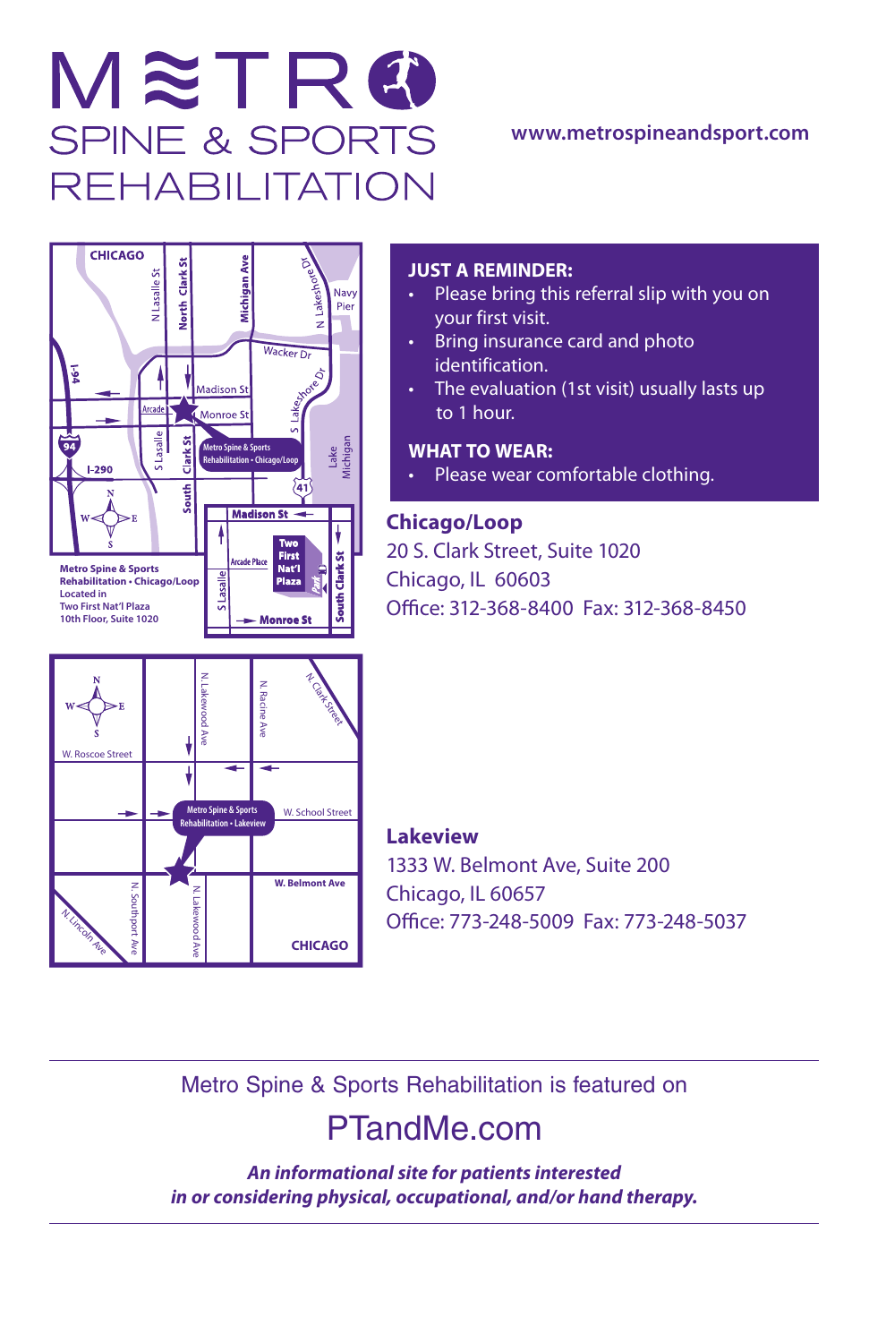# METRO SPINE & SPORTS REHABILITATION

www.metrospineandsport.com

CHICAGO

N Lasalle St
North Clark St
Michigan Ave
N Lakeshore Dr
Navy Pier
Wacker Dr
I-94
Madison St
Arcade
Monroe St
S Lakeshore Dr
94
S Lasalle
South Clark St
Metro Spine & Sports Rehabilitation • Chicago/Loop
Lake Michigan
I-290
41
Madison St
Arcade Place
Two First Nat'l Plaza
S Lasalle
South Clark St
Monroe St

Metro Spine & Sports Rehabilitation • Chicago/Loop
Located in
Two First Nat'l Plaza
10th Floor, Suite 1020

W. Roscoe Street
N. Lakewood Ave
N. Racine Ave
N. Clark Street
Metro Spine & Sports Rehabilitation • Lakeview
W. School Street
W. Belmont Ave
N. Lincoln Ave
N. Southport Ave
N. Lakewood Ave
CHICAGO

**JUST A REMINDER:**

- Please bring this referral slip with you on your first visit.
- Bring insurance card and photo identification.
- The evaluation (1st visit) usually lasts up to 1 hour.

**WHAT TO WEAR:**

- Please wear comfortable clothing.

## Chicago/Loop

20 S. Clark Street, Suite 1020
Chicago, IL 60603
Office: 312-368-8400 Fax: 312-368-8450

## Lakeview

1333 W. Belmont Ave, Suite 200
Chicago, IL 60657
Office: 773-248-5009 Fax: 773-248-5037

---

Metro Spine & Sports Rehabilitation is featured on

PTandMe.com

***An informational site for patients interested in or considering physical, occupational, and/or hand therapy.***